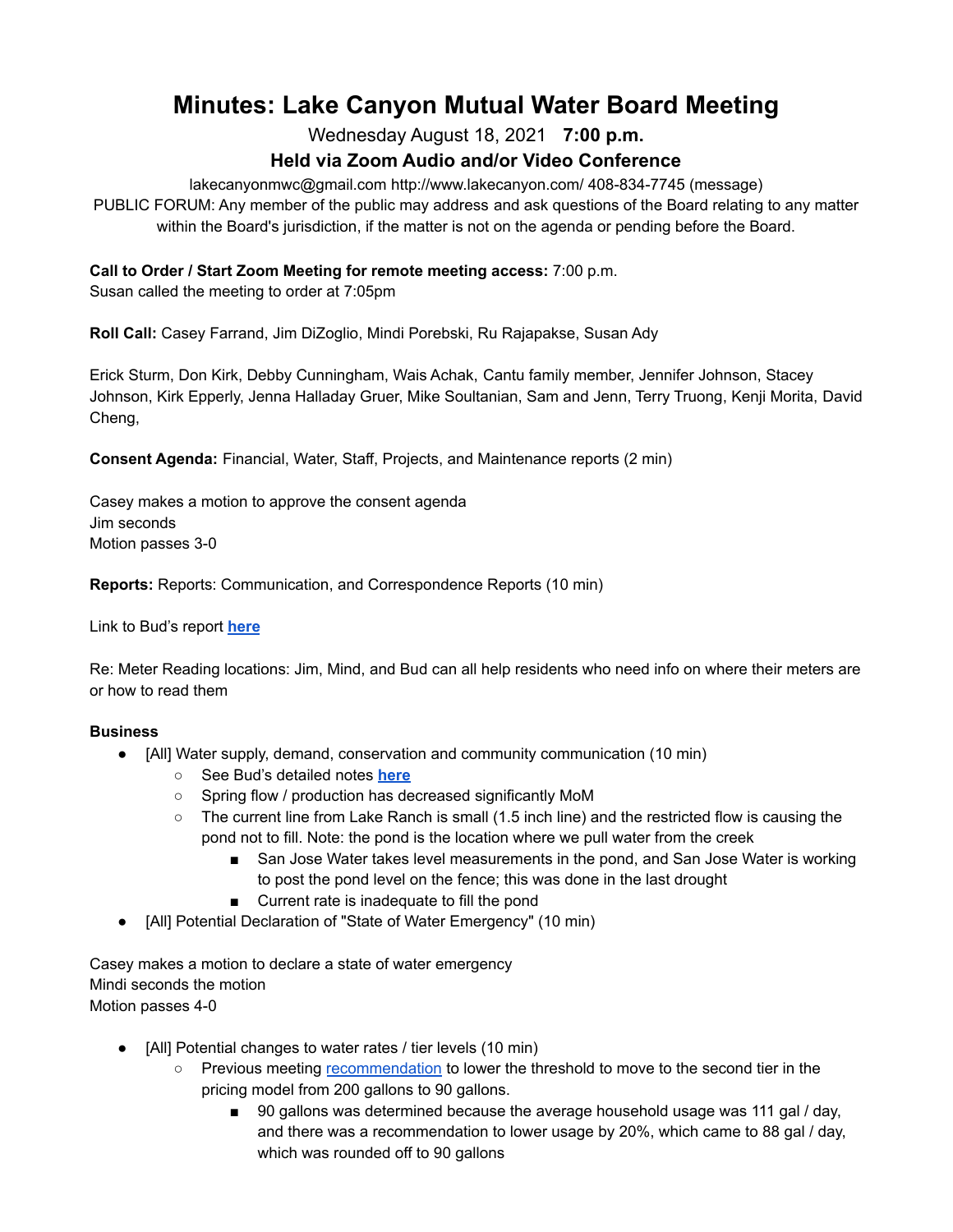# Minutes: Lake Canyon Mutual Water Board Meeting

Wednesday August 18, 2021 **7:00 p.m.**

**Held via Zoom Audio and/or Video Conference**

lakecanyonmwc@gmail.com http://www.lakecanyon.com/ 408-834-7745 (message)

PUBLIC FORUM: Any member of the public may address and ask questions of the Board relating to any matter within the Board's jurisdiction, if the matter is not on the agenda or pending before the Board.

**Call to Order / Start Zoom Meeting for remote meeting access:** 7:00 p.m.
Susan called the meeting to order at 7:05pm

**Roll Call:** Casey Farrand, Jim DiZoglio, Mindi Porebski, Ru Rajapakse, Susan Ady

Erick Sturm, Don Kirk, Debby Cunningham, Wais Achak, Cantu family member, Jennifer Johnson, Stacey Johnson, Kirk Epperly, Jenna Halladay Gruer, Mike Soultanian, Sam and Jenn, Terry Truong, Kenji Morita, David Cheng,

**Consent Agenda:** Financial, Water, Staff, Projects, and Maintenance reports (2 min)

Casey makes a motion to approve the consent agenda
Jim seconds
Motion passes 3-0

**Reports:** Reports: Communication, and Correspondence Reports (10 min)

Link to Bud's report **here**

Re: Meter Reading locations: Jim, Mind, and Bud can all help residents who need info on where their meters are or how to read them

**Business**

- [All] Water supply, demand, conservation and community communication (10 min)
  - See Bud's detailed notes **here**
  - Spring flow / production has decreased significantly MoM
  - The current line from Lake Ranch is small (1.5 inch line) and the restricted flow is causing the pond not to fill. Note: the pond is the location where we pull water from the creek
    - San Jose Water takes level measurements in the pond, and San Jose Water is working to post the pond level on the fence; this was done in the last drought
    - Current rate is inadequate to fill the pond
- [All] Potential Declaration of "State of Water Emergency" (10 min)

Casey makes a motion to declare a state of water emergency
Mindi seconds the motion
Motion passes 4-0

- [All] Potential changes to water rates / tier levels (10 min)
  - Previous meeting recommendation to lower the threshold to move to the second tier in the pricing model from 200 gallons to 90 gallons.
    - 90 gallons was determined because the average household usage was 111 gal / day, and there was a recommendation to lower usage by 20%, which came to 88 gal / day, which was rounded off to 90 gallons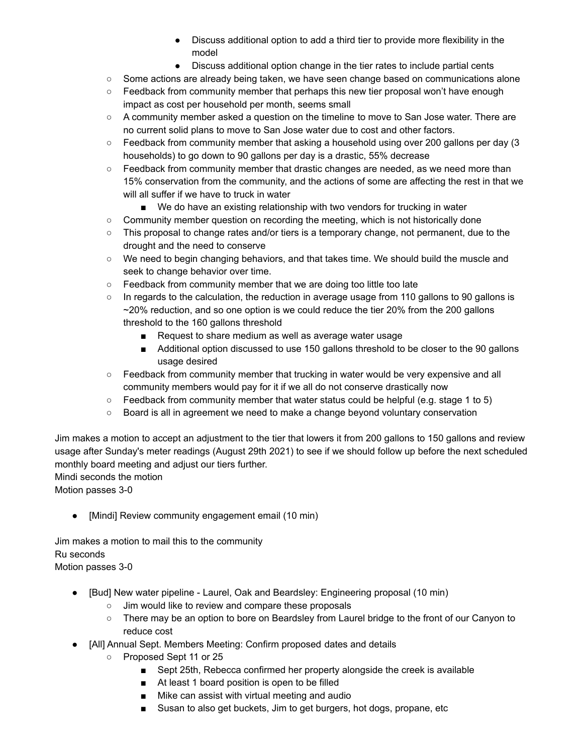- Discuss additional option to add a third tier to provide more flexibility in the model
            - Discuss additional option change in the tier rates to include partial cents
    - Some actions are already being taken, we have seen change based on communications alone
    - Feedback from community member that perhaps this new tier proposal won't have enough impact as cost per household per month, seems small
    - A community member asked a question on the timeline to move to San Jose water. There are no current solid plans to move to San Jose water due to cost and other factors.
    - Feedback from community member that asking a household using over 200 gallons per day (3 households) to go down to 90 gallons per day is a drastic, 55% decrease
    - Feedback from community member that drastic changes are needed, as we need more than 15% conservation from the community, and the actions of some are affecting the rest in that we will all suffer if we have to truck in water
        - We do have an existing relationship with two vendors for trucking in water
    - Community member question on recording the meeting, which is not historically done
    - This proposal to change rates and/or tiers is a temporary change, not permanent, due to the drought and the need to conserve
    - We need to begin changing behaviors, and that takes time. We should build the muscle and seek to change behavior over time.
    - Feedback from community member that we are doing too little too late
    - In regards to the calculation, the reduction in average usage from 110 gallons to 90 gallons is ~20% reduction, and so one option is we could reduce the tier 20% from the 200 gallons threshold to the 160 gallons threshold
        - Request to share medium as well as average water usage
        - Additional option discussed to use 150 gallons threshold to be closer to the 90 gallons usage desired
    - Feedback from community member that trucking in water would be very expensive and all community members would pay for it if we all do not conserve drastically now
    - Feedback from community member that water status could be helpful (e.g. stage 1 to 5)
    - Board is all in agreement we need to make a change beyond voluntary conservation

Jim makes a motion to accept an adjustment to the tier that lowers it from 200 gallons to 150 gallons and review usage after Sunday's meter readings (August 29th 2021) to see if we should follow up before the next scheduled monthly board meeting and adjust our tiers further.
Mindi seconds the motion
Motion passes 3-0

- [Mindi] Review community engagement email (10 min)

Jim makes a motion to mail this to the community
Ru seconds
Motion passes 3-0

- [Bud] New water pipeline - Laurel, Oak and Beardsley: Engineering proposal (10 min)
    - Jim would like to review and compare these proposals
    - There may be an option to bore on Beardsley from Laurel bridge to the front of our Canyon to reduce cost
- [All] Annual Sept. Members Meeting: Confirm proposed dates and details
    - Proposed Sept 11 or 25
        - Sept 25th, Rebecca confirmed her property alongside the creek is available
        - At least 1 board position is open to be filled
        - Mike can assist with virtual meeting and audio
        - Susan to also get buckets, Jim to get burgers, hot dogs, propane, etc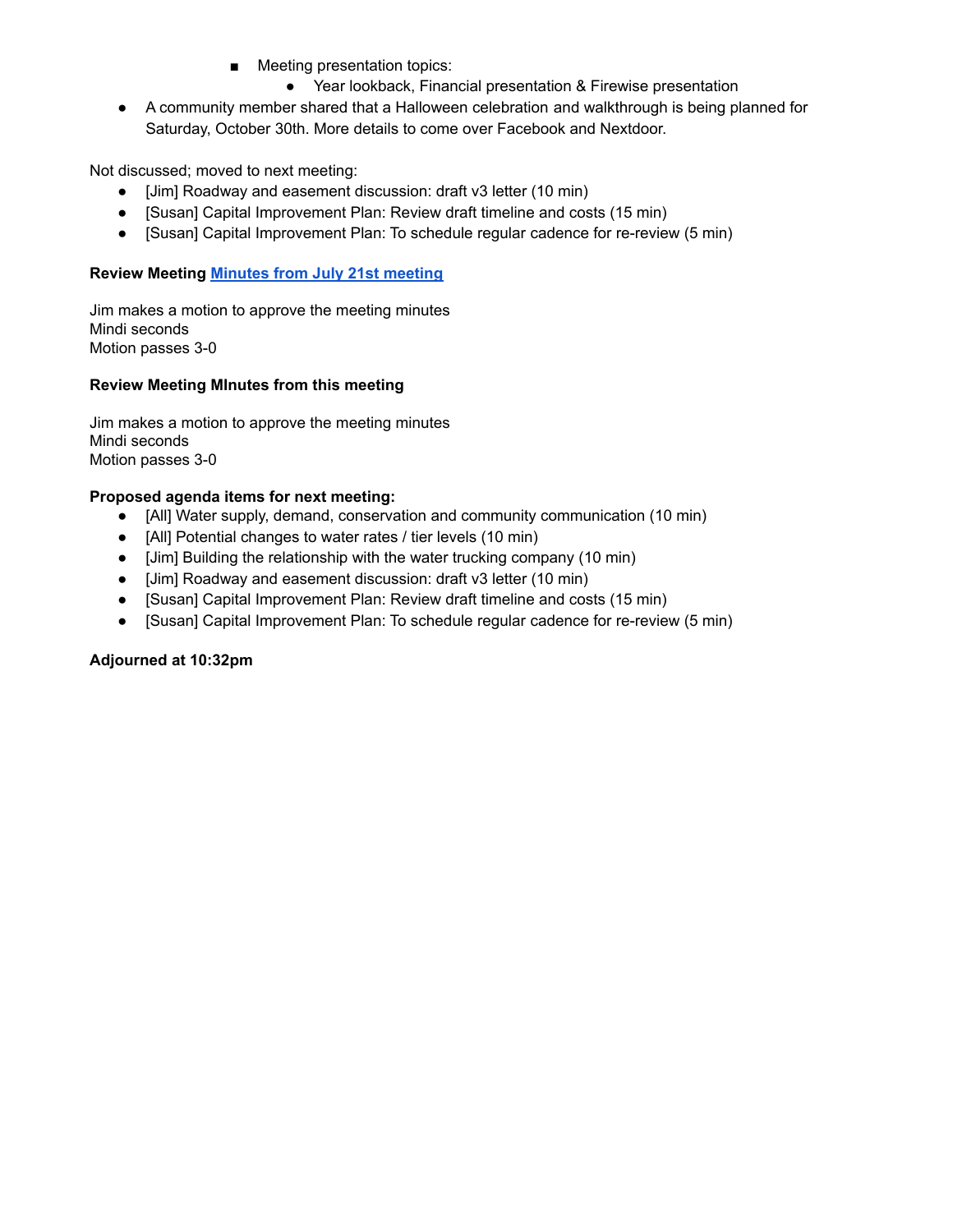- Meeting presentation topics:
        - Year lookback, Financial presentation & Firewise presentation
- A community member shared that a Halloween celebration and walkthrough is being planned for Saturday, October 30th. More details to come over Facebook and Nextdoor.

Not discussed; moved to next meeting:

- [Jim] Roadway and easement discussion: draft v3 letter (10 min)
- [Susan] Capital Improvement Plan: Review draft timeline and costs (15 min)
- [Susan] Capital Improvement Plan: To schedule regular cadence for re-review (5 min)

**Review Meeting Minutes from July 21st meeting**

Jim makes a motion to approve the meeting minutes
Mindi seconds
Motion passes 3-0

**Review Meeting MInutes from this meeting**

Jim makes a motion to approve the meeting minutes
Mindi seconds
Motion passes 3-0

**Proposed agenda items for next meeting:**

- [All] Water supply, demand, conservation and community communication (10 min)
- [All] Potential changes to water rates / tier levels (10 min)
- [Jim] Building the relationship with the water trucking company (10 min)
- [Jim] Roadway and easement discussion: draft v3 letter (10 min)
- [Susan] Capital Improvement Plan: Review draft timeline and costs (15 min)
- [Susan] Capital Improvement Plan: To schedule regular cadence for re-review (5 min)

**Adjourned at 10:32pm**